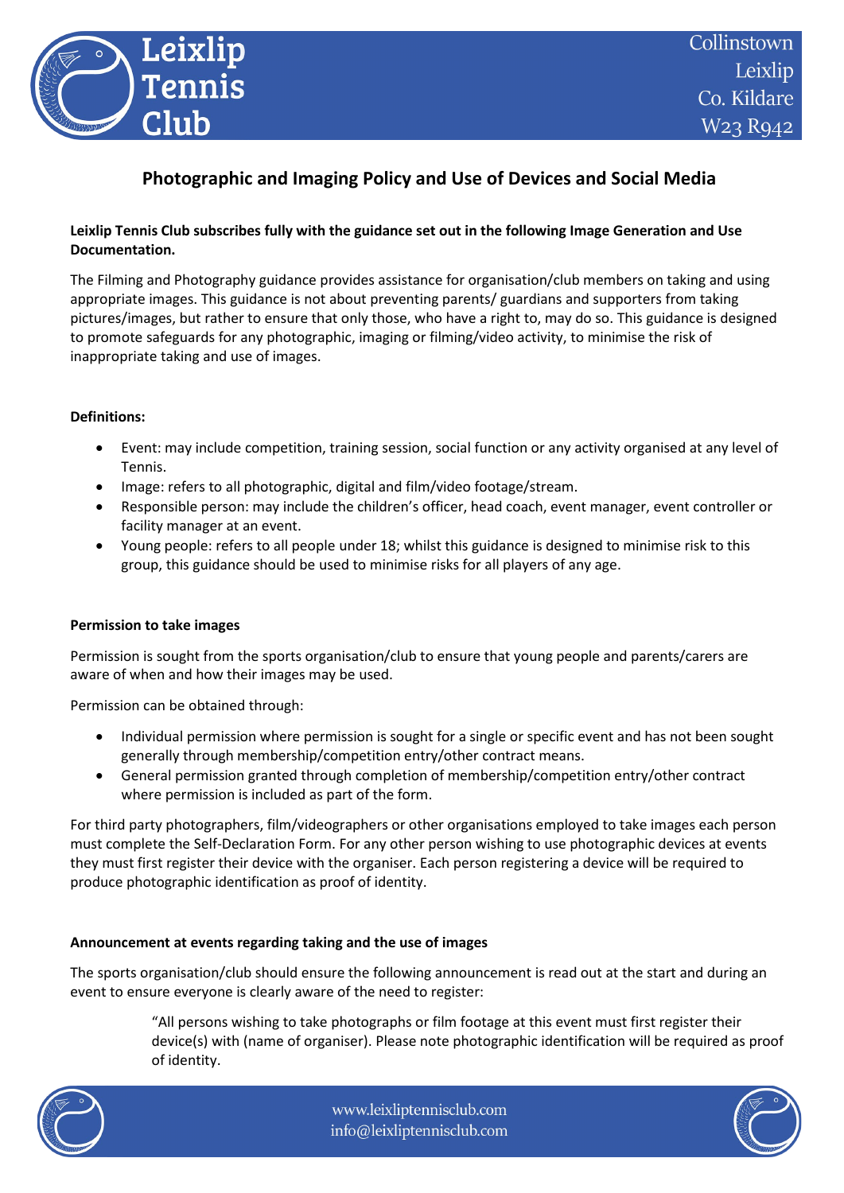# Photographic and Imaging Policy and Use of Devices and Social Media

**Leixlip Tennis Club subscribes fully with the guidance set out in the following Image Generation and Use Documentation.**

The Filming and Photography guidance provides assistance for organisation/club members on taking and using appropriate images. This guidance is not about preventing parents/ guardians and supporters from taking pictures/images, but rather to ensure that only those, who have a right to, may do so. This guidance is designed to promote safeguards for any photographic, imaging or filming/video activity, to minimise the risk of inappropriate taking and use of images.

**Definitions:**

- Event: may include competition, training session, social function or any activity organised at any level of Tennis.
- Image: refers to all photographic, digital and film/video footage/stream.
- Responsible person: may include the children's officer, head coach, event manager, event controller or facility manager at an event.
- Young people: refers to all people under 18; whilst this guidance is designed to minimise risk to this group, this guidance should be used to minimise risks for all players of any age.

**Permission to take images**

Permission is sought from the sports organisation/club to ensure that young people and parents/carers are aware of when and how their images may be used.

Permission can be obtained through:

- Individual permission where permission is sought for a single or specific event and has not been sought generally through membership/competition entry/other contract means.
- General permission granted through completion of membership/competition entry/other contract where permission is included as part of the form.

For third party photographers, film/videographers or other organisations employed to take images each person must complete the Self-Declaration Form. For any other person wishing to use photographic devices at events they must first register their device with the organiser. Each person registering a device will be required to produce photographic identification as proof of identity.

**Announcement at events regarding taking and the use of images**

The sports organisation/club should ensure the following announcement is read out at the start and during an event to ensure everyone is clearly aware of the need to register:

> "All persons wishing to take photographs or film footage at this event must first register their device(s) with (name of organiser). Please note photographic identification will be required as proof of identity.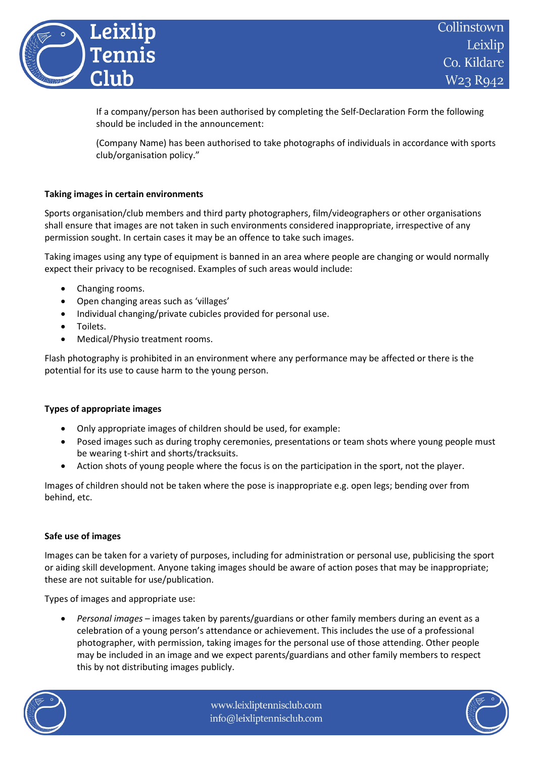If a company/person has been authorised by completing the Self-Declaration Form the following should be included in the announcement:

(Company Name) has been authorised to take photographs of individuals in accordance with sports club/organisation policy."

**Taking images in certain environments**

Sports organisation/club members and third party photographers, film/videographers or other organisations shall ensure that images are not taken in such environments considered inappropriate, irrespective of any permission sought. In certain cases it may be an offence to take such images.

Taking images using any type of equipment is banned in an area where people are changing or would normally expect their privacy to be recognised. Examples of such areas would include:

- Changing rooms.
- Open changing areas such as 'villages'
- Individual changing/private cubicles provided for personal use.
- Toilets.
- Medical/Physio treatment rooms.

Flash photography is prohibited in an environment where any performance may be affected or there is the potential for its use to cause harm to the young person.

**Types of appropriate images**

- Only appropriate images of children should be used, for example:
- Posed images such as during trophy ceremonies, presentations or team shots where young people must be wearing t-shirt and shorts/tracksuits.
- Action shots of young people where the focus is on the participation in the sport, not the player.

Images of children should not be taken where the pose is inappropriate e.g. open legs; bending over from behind, etc.

**Safe use of images**

Images can be taken for a variety of purposes, including for administration or personal use, publicising the sport or aiding skill development. Anyone taking images should be aware of action poses that may be inappropriate; these are not suitable for use/publication.

Types of images and appropriate use:

- *Personal images* – images taken by parents/guardians or other family members during an event as a celebration of a young person's attendance or achievement. This includes the use of a professional photographer, with permission, taking images for the personal use of those attending. Other people may be included in an image and we expect parents/guardians and other family members to respect this by not distributing images publicly.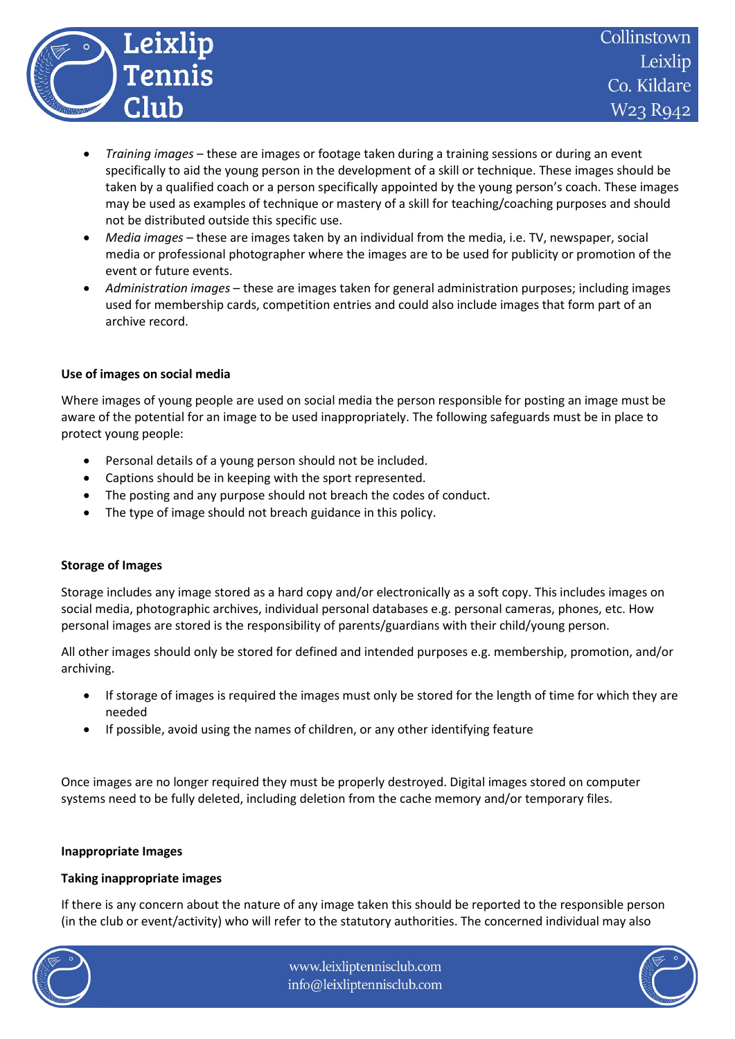- *Training images* – these are images or footage taken during a training sessions or during an event specifically to aid the young person in the development of a skill or technique. These images should be taken by a qualified coach or a person specifically appointed by the young person's coach. These images may be used as examples of technique or mastery of a skill for teaching/coaching purposes and should not be distributed outside this specific use.
- *Media images* – these are images taken by an individual from the media, i.e. TV, newspaper, social media or professional photographer where the images are to be used for publicity or promotion of the event or future events.
- *Administration images* – these are images taken for general administration purposes; including images used for membership cards, competition entries and could also include images that form part of an archive record.

**Use of images on social media**

Where images of young people are used on social media the person responsible for posting an image must be aware of the potential for an image to be used inappropriately. The following safeguards must be in place to protect young people:

- Personal details of a young person should not be included.
- Captions should be in keeping with the sport represented.
- The posting and any purpose should not breach the codes of conduct.
- The type of image should not breach guidance in this policy.

**Storage of Images**

Storage includes any image stored as a hard copy and/or electronically as a soft copy. This includes images on social media, photographic archives, individual personal databases e.g. personal cameras, phones, etc. How personal images are stored is the responsibility of parents/guardians with their child/young person.

All other images should only be stored for defined and intended purposes e.g. membership, promotion, and/or archiving.

- If storage of images is required the images must only be stored for the length of time for which they are needed
- If possible, avoid using the names of children, or any other identifying feature

Once images are no longer required they must be properly destroyed. Digital images stored on computer systems need to be fully deleted, including deletion from the cache memory and/or temporary files.

**Inappropriate Images**

**Taking inappropriate images**

If there is any concern about the nature of any image taken this should be reported to the responsible person (in the club or event/activity) who will refer to the statutory authorities. The concerned individual may also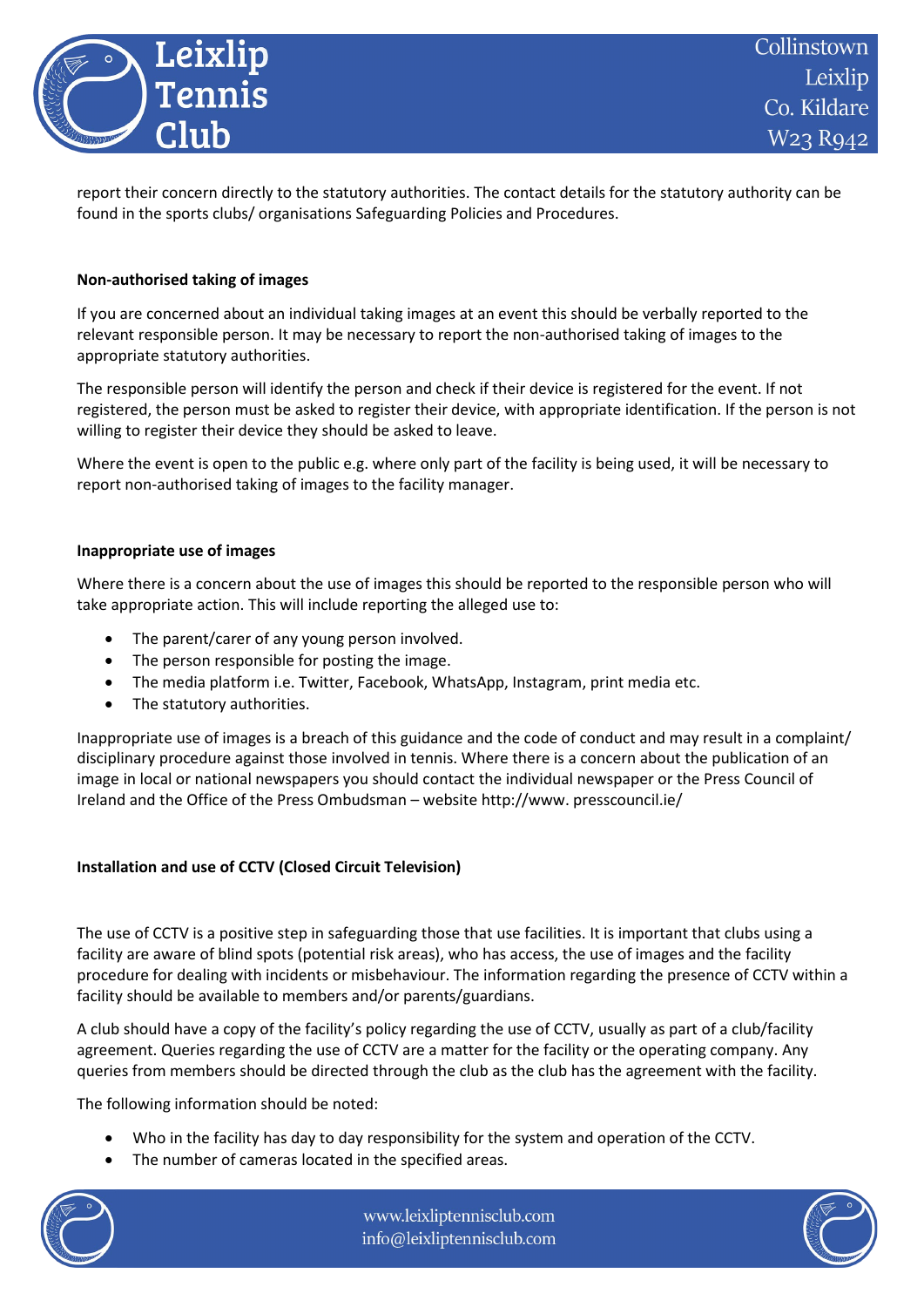report their concern directly to the statutory authorities. The contact details for the statutory authority can be found in the sports clubs/ organisations Safeguarding Policies and Procedures.

**Non-authorised taking of images**

If you are concerned about an individual taking images at an event this should be verbally reported to the relevant responsible person. It may be necessary to report the non-authorised taking of images to the appropriate statutory authorities.

The responsible person will identify the person and check if their device is registered for the event. If not registered, the person must be asked to register their device, with appropriate identification. If the person is not willing to register their device they should be asked to leave.

Where the event is open to the public e.g. where only part of the facility is being used, it will be necessary to report non-authorised taking of images to the facility manager.

**Inappropriate use of images**

Where there is a concern about the use of images this should be reported to the responsible person who will take appropriate action. This will include reporting the alleged use to:

- The parent/carer of any young person involved.
- The person responsible for posting the image.
- The media platform i.e. Twitter, Facebook, WhatsApp, Instagram, print media etc.
- The statutory authorities.

Inappropriate use of images is a breach of this guidance and the code of conduct and may result in a complaint/ disciplinary procedure against those involved in tennis. Where there is a concern about the publication of an image in local or national newspapers you should contact the individual newspaper or the Press Council of Ireland and the Office of the Press Ombudsman – website http://www. presscouncil.ie/

**Installation and use of CCTV (Closed Circuit Television)**

The use of CCTV is a positive step in safeguarding those that use facilities. It is important that clubs using a facility are aware of blind spots (potential risk areas), who has access, the use of images and the facility procedure for dealing with incidents or misbehaviour. The information regarding the presence of CCTV within a facility should be available to members and/or parents/guardians.

A club should have a copy of the facility's policy regarding the use of CCTV, usually as part of a club/facility agreement. Queries regarding the use of CCTV are a matter for the facility or the operating company. Any queries from members should be directed through the club as the club has the agreement with the facility.

The following information should be noted:

- Who in the facility has day to day responsibility for the system and operation of the CCTV.
- The number of cameras located in the specified areas.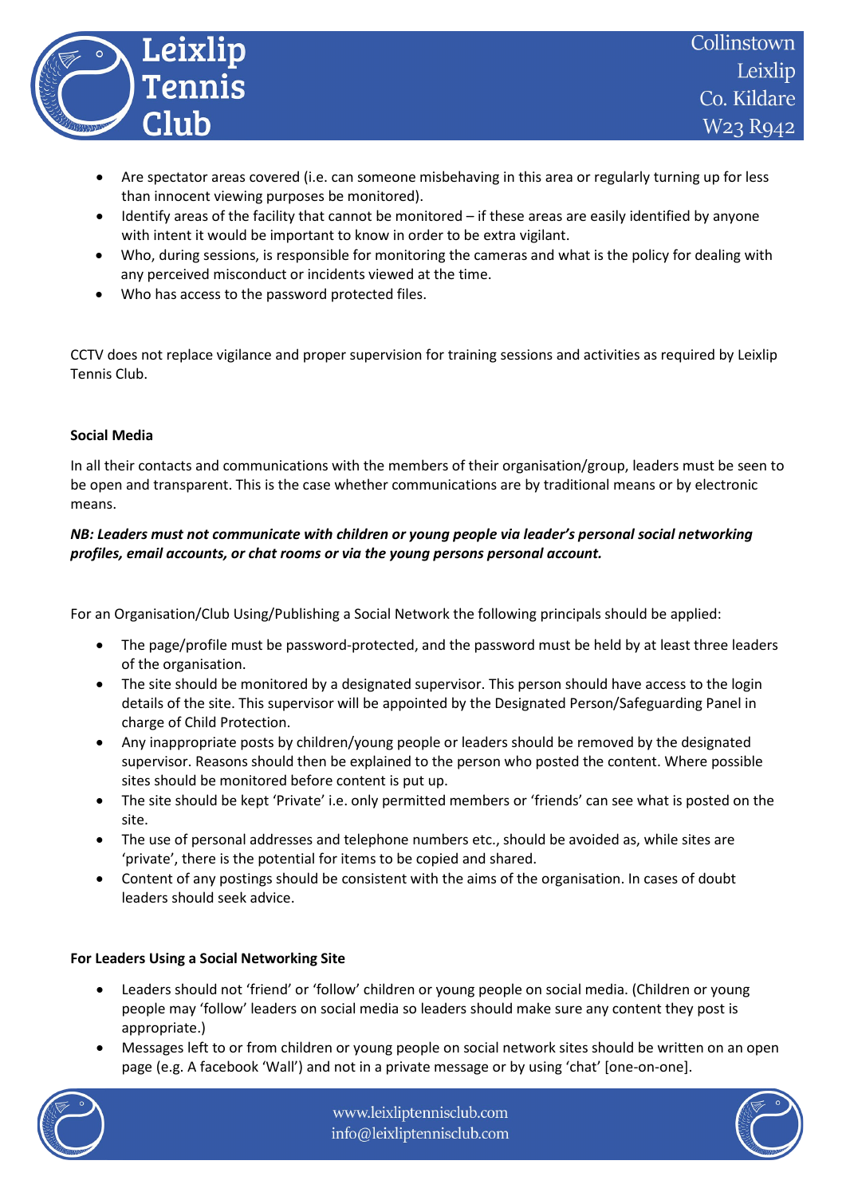- Are spectator areas covered (i.e. can someone misbehaving in this area or regularly turning up for less than innocent viewing purposes be monitored).
- Identify areas of the facility that cannot be monitored – if these areas are easily identified by anyone with intent it would be important to know in order to be extra vigilant.
- Who, during sessions, is responsible for monitoring the cameras and what is the policy for dealing with any perceived misconduct or incidents viewed at the time.
- Who has access to the password protected files.

CCTV does not replace vigilance and proper supervision for training sessions and activities as required by Leixlip Tennis Club.

**Social Media**

In all their contacts and communications with the members of their organisation/group, leaders must be seen to be open and transparent. This is the case whether communications are by traditional means or by electronic means.

***NB: Leaders must not communicate with children or young people via leader's personal social networking profiles, email accounts, or chat rooms or via the young persons personal account.***

For an Organisation/Club Using/Publishing a Social Network the following principals should be applied:

- The page/profile must be password-protected, and the password must be held by at least three leaders of the organisation.
- The site should be monitored by a designated supervisor. This person should have access to the login details of the site. This supervisor will be appointed by the Designated Person/Safeguarding Panel in charge of Child Protection.
- Any inappropriate posts by children/young people or leaders should be removed by the designated supervisor. Reasons should then be explained to the person who posted the content. Where possible sites should be monitored before content is put up.
- The site should be kept 'Private' i.e. only permitted members or 'friends' can see what is posted on the site.
- The use of personal addresses and telephone numbers etc., should be avoided as, while sites are 'private', there is the potential for items to be copied and shared.
- Content of any postings should be consistent with the aims of the organisation. In cases of doubt leaders should seek advice.

**For Leaders Using a Social Networking Site**

- Leaders should not 'friend' or 'follow' children or young people on social media. (Children or young people may 'follow' leaders on social media so leaders should make sure any content they post is appropriate.)
- Messages left to or from children or young people on social network sites should be written on an open page (e.g. A facebook 'Wall') and not in a private message or by using 'chat' [one-on-one].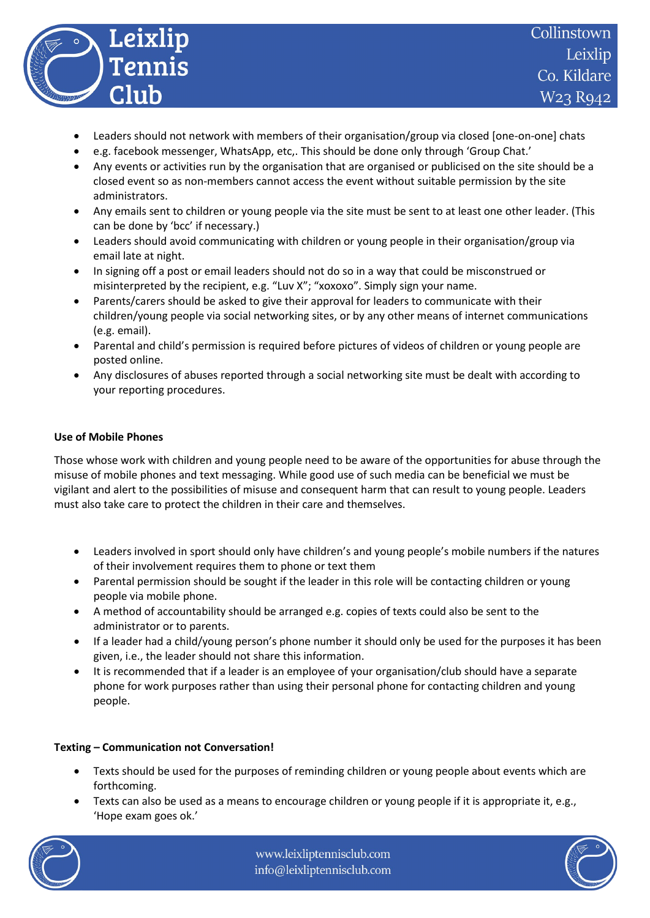- Leaders should not network with members of their organisation/group via closed [one-on-one] chats
- e.g. facebook messenger, WhatsApp, etc,. This should be done only through 'Group Chat.'
- Any events or activities run by the organisation that are organised or publicised on the site should be a closed event so as non-members cannot access the event without suitable permission by the site administrators.
- Any emails sent to children or young people via the site must be sent to at least one other leader. (This can be done by 'bcc' if necessary.)
- Leaders should avoid communicating with children or young people in their organisation/group via email late at night.
- In signing off a post or email leaders should not do so in a way that could be misconstrued or misinterpreted by the recipient, e.g. "Luv X"; "xoxoxo". Simply sign your name.
- Parents/carers should be asked to give their approval for leaders to communicate with their children/young people via social networking sites, or by any other means of internet communications (e.g. email).
- Parental and child's permission is required before pictures of videos of children or young people are posted online.
- Any disclosures of abuses reported through a social networking site must be dealt with according to your reporting procedures.

**Use of Mobile Phones**

Those whose work with children and young people need to be aware of the opportunities for abuse through the misuse of mobile phones and text messaging. While good use of such media can be beneficial we must be vigilant and alert to the possibilities of misuse and consequent harm that can result to young people. Leaders must also take care to protect the children in their care and themselves.

- Leaders involved in sport should only have children's and young people's mobile numbers if the natures of their involvement requires them to phone or text them
- Parental permission should be sought if the leader in this role will be contacting children or young people via mobile phone.
- A method of accountability should be arranged e.g. copies of texts could also be sent to the administrator or to parents.
- If a leader had a child/young person's phone number it should only be used for the purposes it has been given, i.e., the leader should not share this information.
- It is recommended that if a leader is an employee of your organisation/club should have a separate phone for work purposes rather than using their personal phone for contacting children and young people.

**Texting – Communication not Conversation!**

- Texts should be used for the purposes of reminding children or young people about events which are forthcoming.
- Texts can also be used as a means to encourage children or young people if it is appropriate it, e.g., 'Hope exam goes ok.'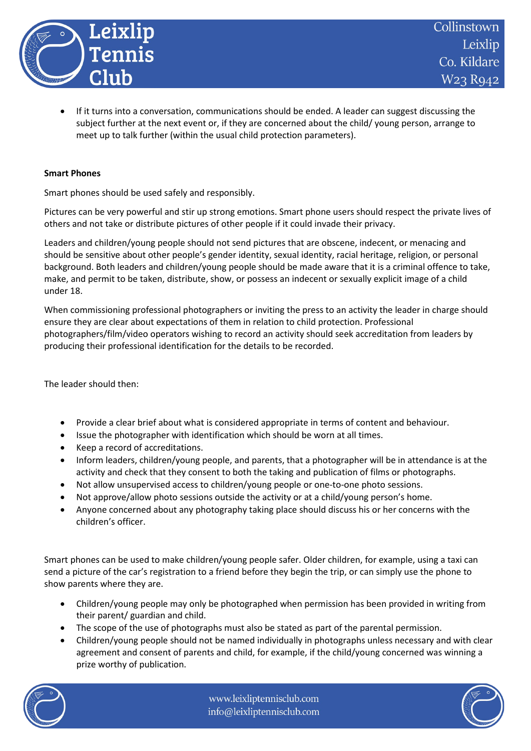- If it turns into a conversation, communications should be ended. A leader can suggest discussing the subject further at the next event or, if they are concerned about the child/ young person, arrange to meet up to talk further (within the usual child protection parameters).

**Smart Phones**

Smart phones should be used safely and responsibly.

Pictures can be very powerful and stir up strong emotions. Smart phone users should respect the private lives of others and not take or distribute pictures of other people if it could invade their privacy.

Leaders and children/young people should not send pictures that are obscene, indecent, or menacing and should be sensitive about other people's gender identity, sexual identity, racial heritage, religion, or personal background. Both leaders and children/young people should be made aware that it is a criminal offence to take, make, and permit to be taken, distribute, show, or possess an indecent or sexually explicit image of a child under 18.

When commissioning professional photographers or inviting the press to an activity the leader in charge should ensure they are clear about expectations of them in relation to child protection. Professional photographers/film/video operators wishing to record an activity should seek accreditation from leaders by producing their professional identification for the details to be recorded.

The leader should then:

- Provide a clear brief about what is considered appropriate in terms of content and behaviour.
- Issue the photographer with identification which should be worn at all times.
- Keep a record of accreditations.
- Inform leaders, children/young people, and parents, that a photographer will be in attendance is at the activity and check that they consent to both the taking and publication of films or photographs.
- Not allow unsupervised access to children/young people or one-to-one photo sessions.
- Not approve/allow photo sessions outside the activity or at a child/young person's home.
- Anyone concerned about any photography taking place should discuss his or her concerns with the children's officer.

Smart phones can be used to make children/young people safer. Older children, for example, using a taxi can send a picture of the car's registration to a friend before they begin the trip, or can simply use the phone to show parents where they are.

- Children/young people may only be photographed when permission has been provided in writing from their parent/ guardian and child.
- The scope of the use of photographs must also be stated as part of the parental permission.
- Children/young people should not be named individually in photographs unless necessary and with clear agreement and consent of parents and child, for example, if the child/young concerned was winning a prize worthy of publication.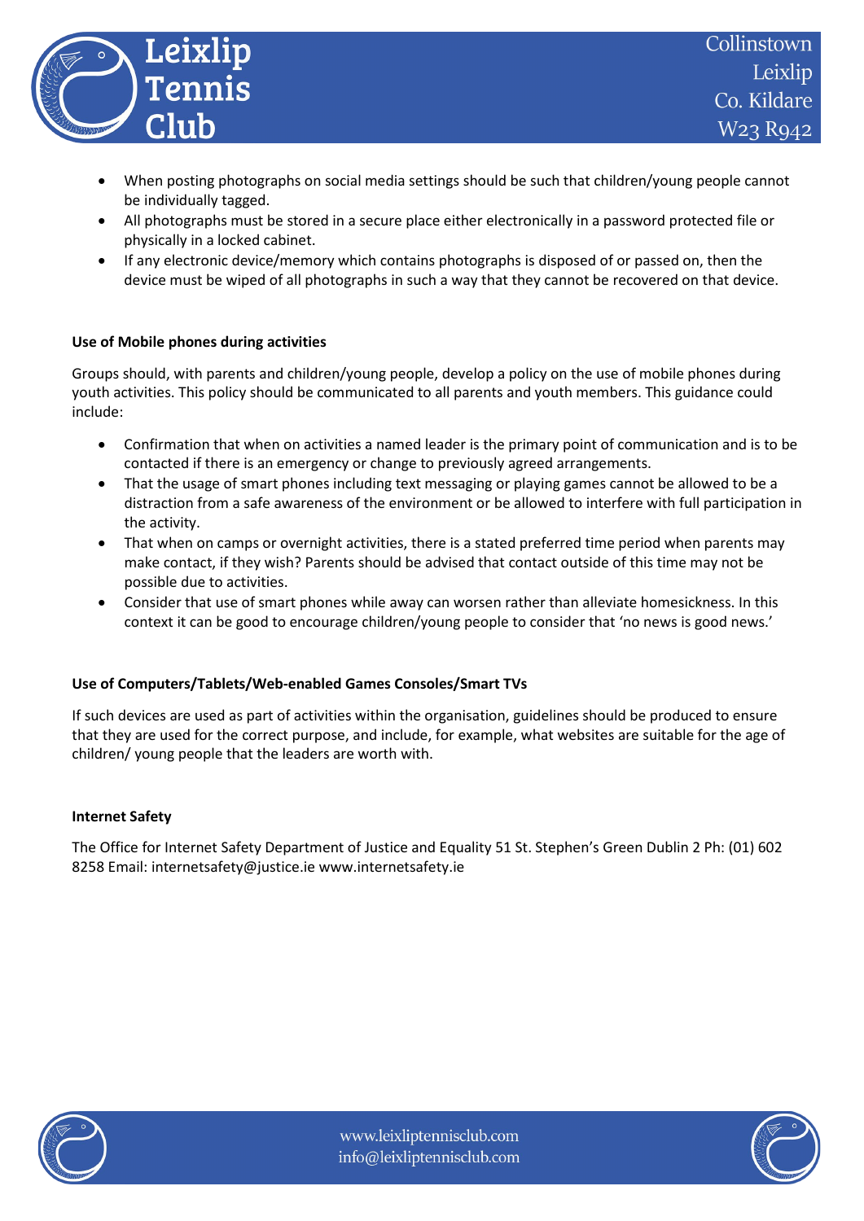- When posting photographs on social media settings should be such that children/young people cannot be individually tagged.
- All photographs must be stored in a secure place either electronically in a password protected file or physically in a locked cabinet.
- If any electronic device/memory which contains photographs is disposed of or passed on, then the device must be wiped of all photographs in such a way that they cannot be recovered on that device.

**Use of Mobile phones during activities**

Groups should, with parents and children/young people, develop a policy on the use of mobile phones during youth activities. This policy should be communicated to all parents and youth members. This guidance could include:

- Confirmation that when on activities a named leader is the primary point of communication and is to be contacted if there is an emergency or change to previously agreed arrangements.
- That the usage of smart phones including text messaging or playing games cannot be allowed to be a distraction from a safe awareness of the environment or be allowed to interfere with full participation in the activity.
- That when on camps or overnight activities, there is a stated preferred time period when parents may make contact, if they wish? Parents should be advised that contact outside of this time may not be possible due to activities.
- Consider that use of smart phones while away can worsen rather than alleviate homesickness. In this context it can be good to encourage children/young people to consider that 'no news is good news.'

**Use of Computers/Tablets/Web-enabled Games Consoles/Smart TVs**

If such devices are used as part of activities within the organisation, guidelines should be produced to ensure that they are used for the correct purpose, and include, for example, what websites are suitable for the age of children/ young people that the leaders are worth with.

**Internet Safety**

The Office for Internet Safety Department of Justice and Equality 51 St. Stephen's Green Dublin 2 Ph: (01) 602 8258 Email: internetsafety@justice.ie www.internetsafety.ie